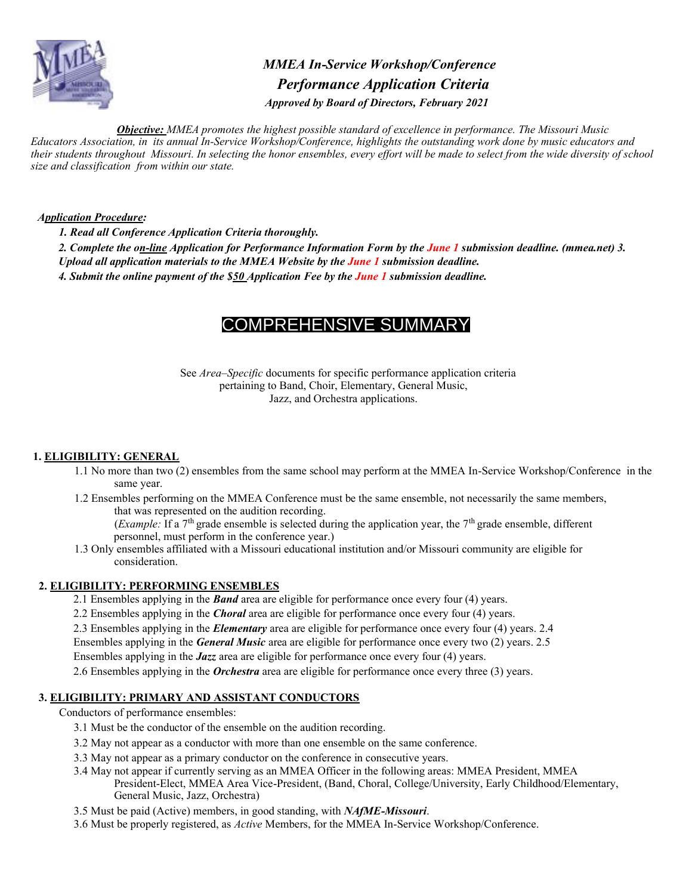# *MMEA In-Service Workshop/Conference*
## *Performance Application Criteria*
***Approved by Board of Directors, February 2021***

***Objective:*** *MMEA promotes the highest possible standard of excellence in performance. The Missouri Music Educators Association, in its annual In-Service Workshop/Conference, highlights the outstanding work done by music educators and their students throughout Missouri. In selecting the honor ensembles, every effort will be made to select from the wide diversity of school size and classification from within our state.*

***Application Procedure:***

1. ***Read all Conference Application Criteria thoroughly.***
2. ***Complete the on-line Application for Performance Information Form by the June 1 submission deadline. (mmea.net)***
3. ***Upload all application materials to the MMEA Website by the June 1 submission deadline.***
4. ***Submit the online payment of the $50 Application Fee by the June 1 submission deadline.***

## COMPREHENSIVE SUMMARY

See *Area–Specific* documents for specific performance application criteria pertaining to Band, Choir, Elementary, General Music, Jazz, and Orchestra applications.

### 1. ELIGIBILITY: GENERAL

1.1 No more than two (2) ensembles from the same school may perform at the MMEA In-Service Workshop/Conference in the same year.

1.2 Ensembles performing on the MMEA Conference must be the same ensemble, not necessarily the same members, that was represented on the audition recording.
(*Example:* If a 7th grade ensemble is selected during the application year, the 7th grade ensemble, different personnel, must perform in the conference year.)

1.3 Only ensembles affiliated with a Missouri educational institution and/or Missouri community are eligible for consideration.

### 2. ELIGIBILITY: PERFORMING ENSEMBLES

2.1 Ensembles applying in the ***Band*** area are eligible for performance once every four (4) years.

2.2 Ensembles applying in the ***Choral*** area are eligible for performance once every four (4) years.

2.3 Ensembles applying in the ***Elementary*** area are eligible for performance once every four (4) years.

2.4 Ensembles applying in the ***General Music*** area are eligible for performance once every two (2) years.

2.5 Ensembles applying in the ***Jazz*** area are eligible for performance once every four (4) years.

2.6 Ensembles applying in the ***Orchestra*** area are eligible for performance once every three (3) years.

### 3. ELIGIBILITY: PRIMARY AND ASSISTANT CONDUCTORS

Conductors of performance ensembles:

3.1 Must be the conductor of the ensemble on the audition recording.

3.2 May not appear as a conductor with more than one ensemble on the same conference.

3.3 May not appear as a primary conductor on the conference in consecutive years.

3.4 May not appear if currently serving as an MMEA Officer in the following areas: MMEA President, MMEA President-Elect, MMEA Area Vice-President, (Band, Choral, College/University, Early Childhood/Elementary, General Music, Jazz, Orchestra)

3.5 Must be paid (Active) members, in good standing, with ***NAfME-Missouri***.

3.6 Must be properly registered, as *Active* Members, for the MMEA In-Service Workshop/Conference.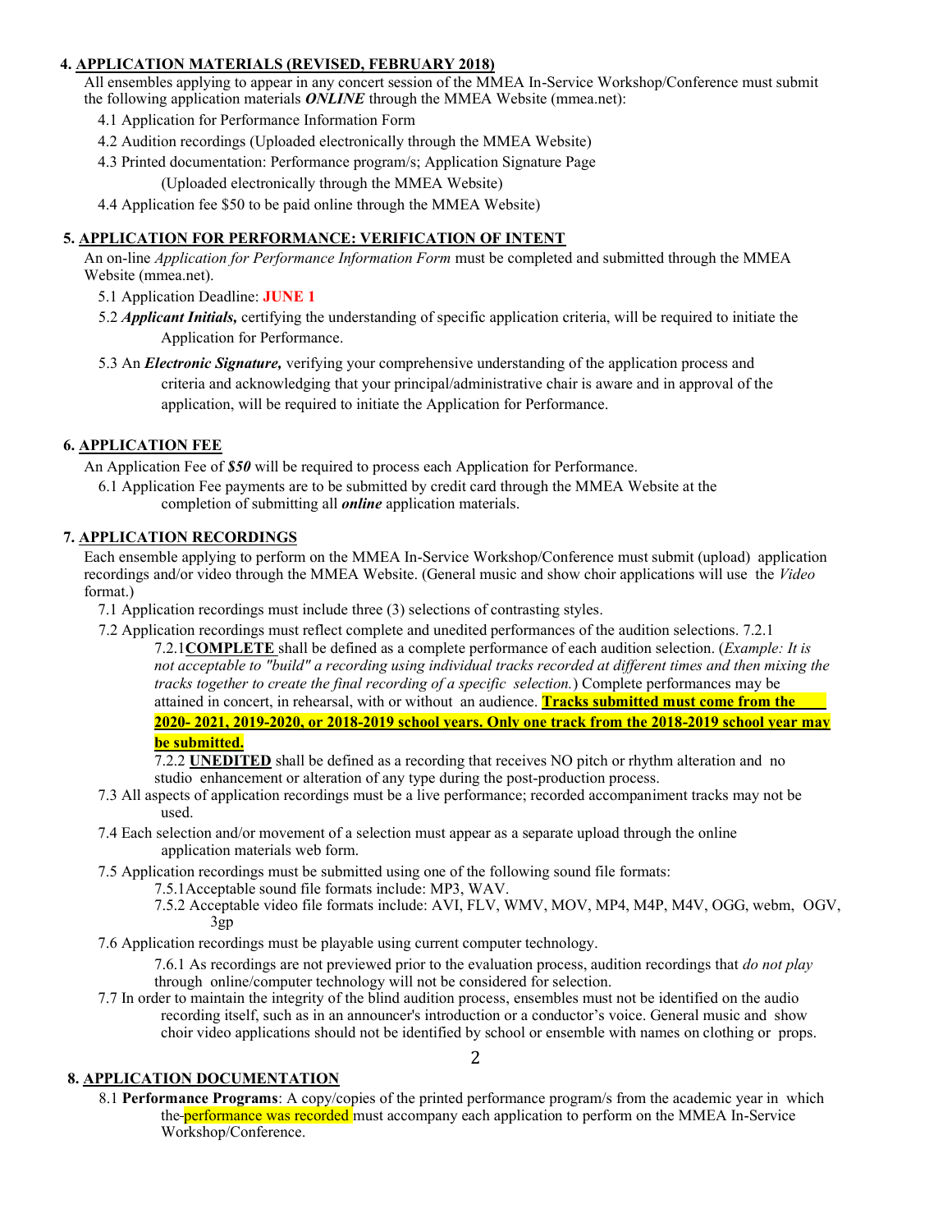## 4. APPLICATION MATERIALS (REVISED, FEBRUARY 2018)

All ensembles applying to appear in any concert session of the MMEA In-Service Workshop/Conference must submit the following application materials ***ONLINE*** through the MMEA Website (mmea.net):

4.1 Application for Performance Information Form

4.2 Audition recordings (Uploaded electronically through the MMEA Website)

4.3 Printed documentation: Performance program/s; Application Signature Page (Uploaded electronically through the MMEA Website)

4.4 Application fee $50 to be paid online through the MMEA Website)

## 5. APPLICATION FOR PERFORMANCE: VERIFICATION OF INTENT

An on-line *Application for Performance Information Form* must be completed and submitted through the MMEA Website (mmea.net).

5.1 Application Deadline: **JUNE 1**

5.2 ***Applicant Initials,*** certifying the understanding of specific application criteria, will be required to initiate the Application for Performance.

5.3 An ***Electronic Signature,*** verifying your comprehensive understanding of the application process and criteria and acknowledging that your principal/administrative chair is aware and in approval of the application, will be required to initiate the Application for Performance.

## 6. APPLICATION FEE

An Application Fee of ***$50*** will be required to process each Application for Performance.

6.1 Application Fee payments are to be submitted by credit card through the MMEA Website at the completion of submitting all ***online*** application materials.

## 7. APPLICATION RECORDINGS

Each ensemble applying to perform on the MMEA In-Service Workshop/Conference must submit (upload) application recordings and/or video through the MMEA Website. (General music and show choir applications will use the *Video* format.)

7.1 Application recordings must include three (3) selections of contrasting styles.

7.2 Application recordings must reflect complete and unedited performances of the audition selections. 7.2.1

7.2.1**COMPLETE** shall be defined as a complete performance of each audition selection. (*Example: It is not acceptable to "build" a recording using individual tracks recorded at different times and then mixing the tracks together to create the final recording of a specific selection.*) Complete performances may be attained in concert, in rehearsal, with or without an audience. **Tracks submitted must come from the 2020- 2021, 2019-2020, or 2018-2019 school years. Only one track from the 2018-2019 school year may be submitted.**

7.2.2 **UNEDITED** shall be defined as a recording that receives NO pitch or rhythm alteration and no studio enhancement or alteration of any type during the post-production process.

7.3 All aspects of application recordings must be a live performance; recorded accompaniment tracks may not be used.

7.4 Each selection and/or movement of a selection must appear as a separate upload through the online application materials web form.

7.5 Application recordings must be submitted using one of the following sound file formats:

7.5.1Acceptable sound file formats include: MP3, WAV.

7.5.2 Acceptable video file formats include: AVI, FLV, WMV, MOV, MP4, M4P, M4V, OGG, webm, OGV, 3gp

7.6 Application recordings must be playable using current computer technology.

7.6.1 As recordings are not previewed prior to the evaluation process, audition recordings that *do not play* through online/computer technology will not be considered for selection.

7.7 In order to maintain the integrity of the blind audition process, ensembles must not be identified on the audio recording itself, such as in an announcer's introduction or a conductor's voice. General music and show choir video applications should not be identified by school or ensemble with names on clothing or props.

## 8. APPLICATION DOCUMENTATION

8.1 **Performance Programs**: A copy/copies of the printed performance program/s from the academic year in which the performance was recorded must accompany each application to perform on the MMEA In-Service Workshop/Conference.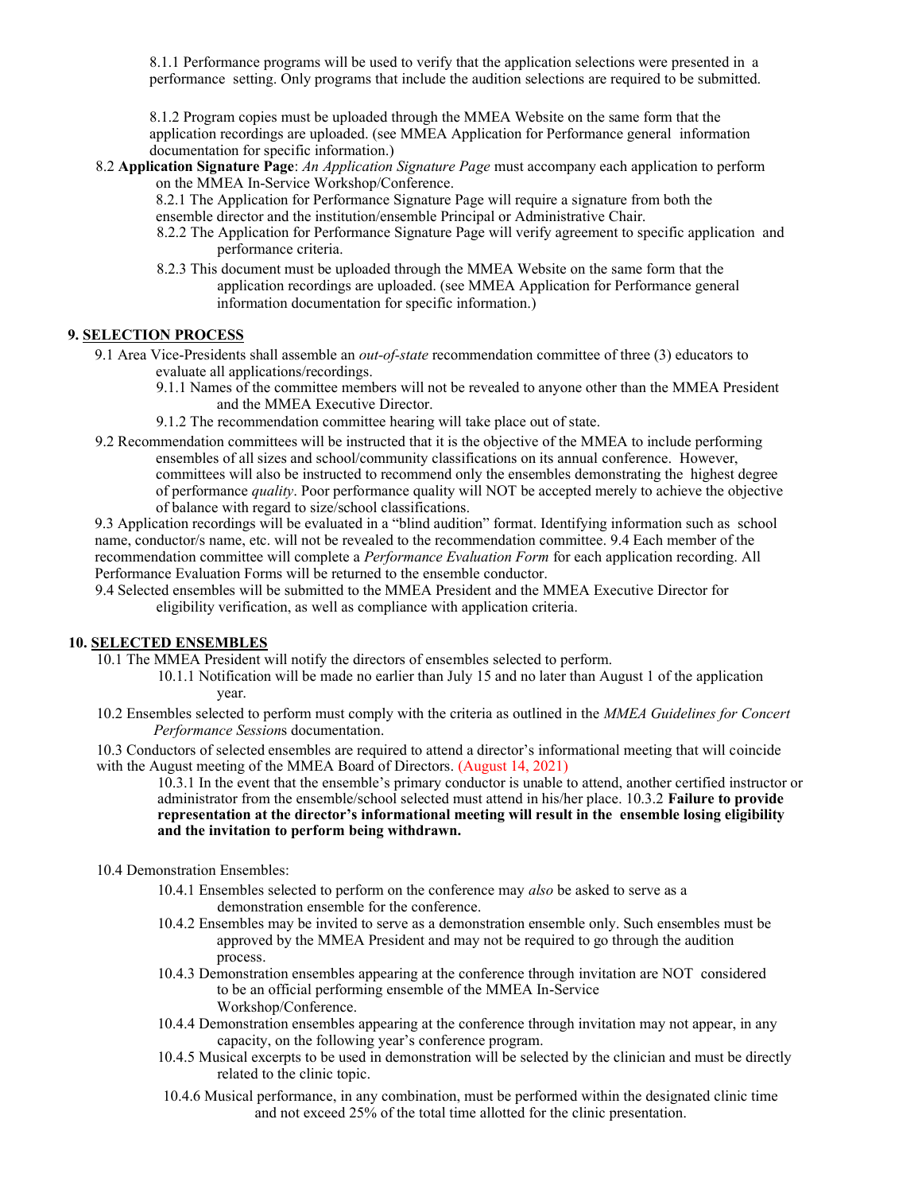8.1.1 Performance programs will be used to verify that the application selections were presented in a performance setting. Only programs that include the audition selections are required to be submitted.

8.1.2 Program copies must be uploaded through the MMEA Website on the same form that the application recordings are uploaded. (see MMEA Application for Performance general information documentation for specific information.)

8.2 **Application Signature Page**: *An Application Signature Page* must accompany each application to perform on the MMEA In-Service Workshop/Conference.

8.2.1 The Application for Performance Signature Page will require a signature from both the ensemble director and the institution/ensemble Principal or Administrative Chair.

8.2.2 The Application for Performance Signature Page will verify agreement to specific application and performance criteria.

8.2.3 This document must be uploaded through the MMEA Website on the same form that the application recordings are uploaded. (see MMEA Application for Performance general information documentation for specific information.)

## 9. SELECTION PROCESS

9.1 Area Vice-Presidents shall assemble an *out-of-state* recommendation committee of three (3) educators to evaluate all applications/recordings.

9.1.1 Names of the committee members will not be revealed to anyone other than the MMEA President and the MMEA Executive Director.

9.1.2 The recommendation committee hearing will take place out of state.

9.2 Recommendation committees will be instructed that it is the objective of the MMEA to include performing ensembles of all sizes and school/community classifications on its annual conference. However, committees will also be instructed to recommend only the ensembles demonstrating the highest degree of performance *quality*. Poor performance quality will NOT be accepted merely to achieve the objective of balance with regard to size/school classifications.

9.3 Application recordings will be evaluated in a "blind audition" format. Identifying information such as school name, conductor/s name, etc. will not be revealed to the recommendation committee. 9.4 Each member of the recommendation committee will complete a *Performance Evaluation Form* for each application recording. All Performance Evaluation Forms will be returned to the ensemble conductor.

9.4 Selected ensembles will be submitted to the MMEA President and the MMEA Executive Director for eligibility verification, as well as compliance with application criteria.

## 10. SELECTED ENSEMBLES

10.1 The MMEA President will notify the directors of ensembles selected to perform.

10.1.1 Notification will be made no earlier than July 15 and no later than August 1 of the application year.

10.2 Ensembles selected to perform must comply with the criteria as outlined in the *MMEA Guidelines for Concert Performance Session*s documentation.

10.3 Conductors of selected ensembles are required to attend a director's informational meeting that will coincide with the August meeting of the MMEA Board of Directors. (August 14, 2021)

10.3.1 In the event that the ensemble's primary conductor is unable to attend, another certified instructor or administrator from the ensemble/school selected must attend in his/her place. 10.3.2 **Failure to provide representation at the director's informational meeting will result in the ensemble losing eligibility and the invitation to perform being withdrawn.**

10.4 Demonstration Ensembles:

10.4.1 Ensembles selected to perform on the conference may *also* be asked to serve as a demonstration ensemble for the conference.

10.4.2 Ensembles may be invited to serve as a demonstration ensemble only. Such ensembles must be approved by the MMEA President and may not be required to go through the audition process.

10.4.3 Demonstration ensembles appearing at the conference through invitation are NOT considered to be an official performing ensemble of the MMEA In-Service Workshop/Conference.

10.4.4 Demonstration ensembles appearing at the conference through invitation may not appear, in any capacity, on the following year's conference program.

10.4.5 Musical excerpts to be used in demonstration will be selected by the clinician and must be directly related to the clinic topic.

10.4.6 Musical performance, in any combination, must be performed within the designated clinic time and not exceed 25% of the total time allotted for the clinic presentation.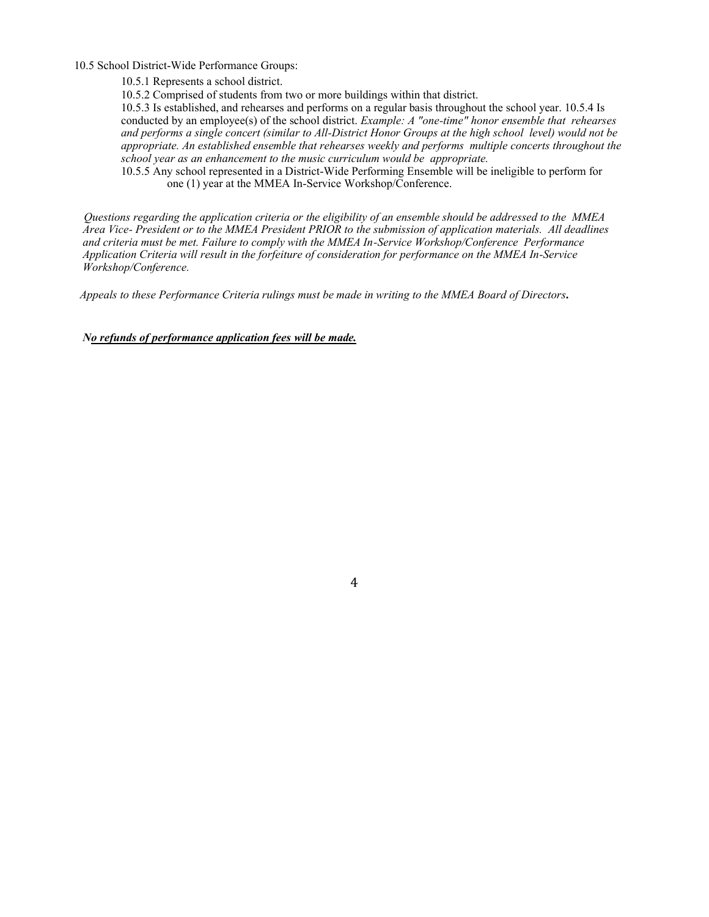10.5 School District-Wide Performance Groups:

10.5.1 Represents a school district.

10.5.2 Comprised of students from two or more buildings within that district.

10.5.3 Is established, and rehearses and performs on a regular basis throughout the school year. 10.5.4 Is conducted by an employee(s) of the school district. *Example: A "one-time" honor ensemble that rehearses and performs a single concert (similar to All-District Honor Groups at the high school level) would not be appropriate. An established ensemble that rehearses weekly and performs multiple concerts throughout the school year as an enhancement to the music curriculum would be appropriate.*

10.5.5 Any school represented in a District-Wide Performing Ensemble will be ineligible to perform for one (1) year at the MMEA In-Service Workshop/Conference.

*Questions regarding the application criteria or the eligibility of an ensemble should be addressed to the MMEA Area Vice- President or to the MMEA President PRIOR to the submission of application materials. All deadlines and criteria must be met. Failure to comply with the MMEA In-Service Workshop/Conference Performance Application Criteria will result in the forfeiture of consideration for performance on the MMEA In-Service Workshop/Conference.*

*Appeals to these Performance Criteria rulings must be made in writing to the MMEA Board of Directors.*

***No refunds of performance application fees will be made.***